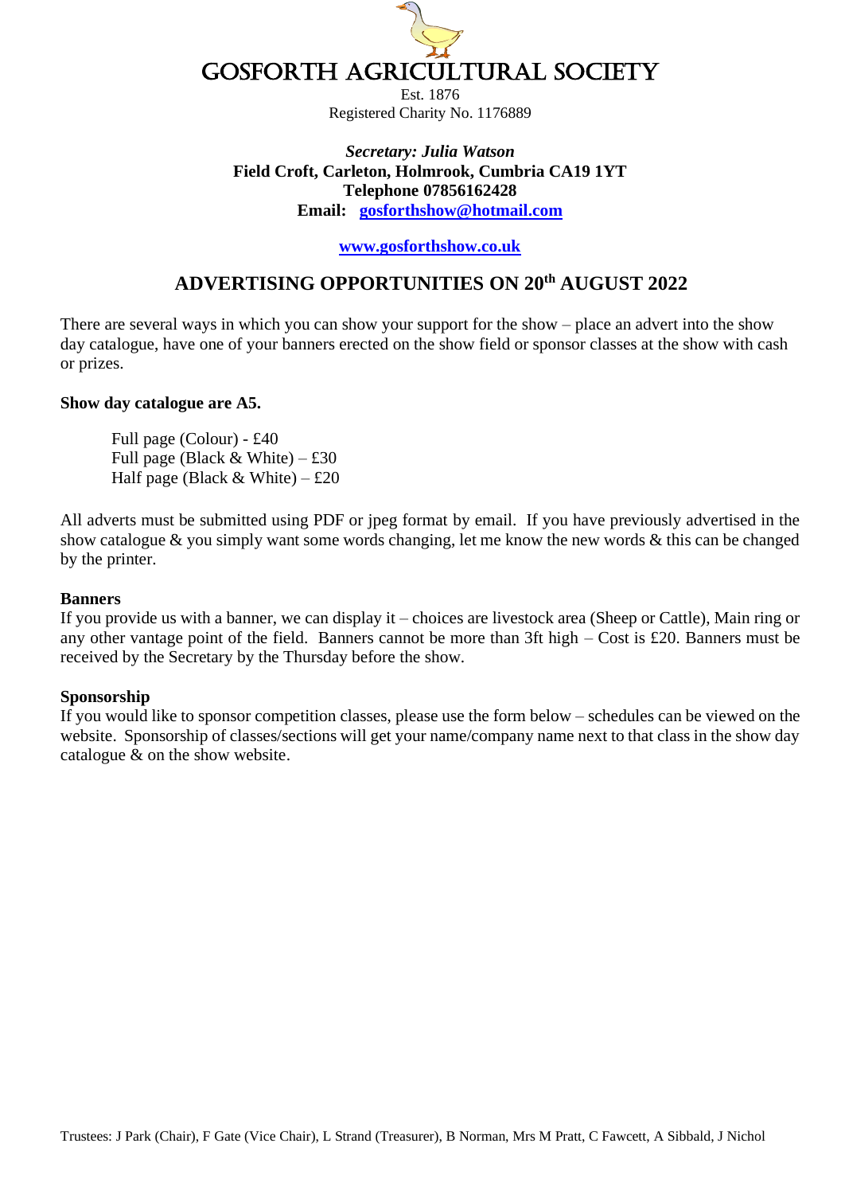# GOSFORTH AGRICULTURAL SOCIETY

Est. 1876
Registered Charity No. 1176889

***Secretary: Julia Watson***
**Field Croft, Carleton, Holmrook, Cumbria CA19 1YT**
**Telephone 07856162428**
**Email: gosforthshow@hotmail.com**

**www.gosforthshow.co.uk**

## ADVERTISING OPPORTUNITIES ON 20th AUGUST 2022

There are several ways in which you can show your support for the show – place an advert into the show day catalogue, have one of your banners erected on the show field or sponsor classes at the show with cash or prizes.

**Show day catalogue are A5.**

Full page (Colour) - £40
Full page (Black & White) – £30
Half page (Black & White) – £20

All adverts must be submitted using PDF or jpeg format by email. If you have previously advertised in the show catalogue & you simply want some words changing, let me know the new words & this can be changed by the printer.

**Banners**
If you provide us with a banner, we can display it – choices are livestock area (Sheep or Cattle), Main ring or any other vantage point of the field. Banners cannot be more than 3ft high – Cost is £20. Banners must be received by the Secretary by the Thursday before the show.

**Sponsorship**
If you would like to sponsor competition classes, please use the form below – schedules can be viewed on the website. Sponsorship of classes/sections will get your name/company name next to that class in the show day catalogue & on the show website.

Trustees: J Park (Chair), F Gate (Vice Chair), L Strand (Treasurer), B Norman, Mrs M Pratt, C Fawcett, A Sibbald, J Nichol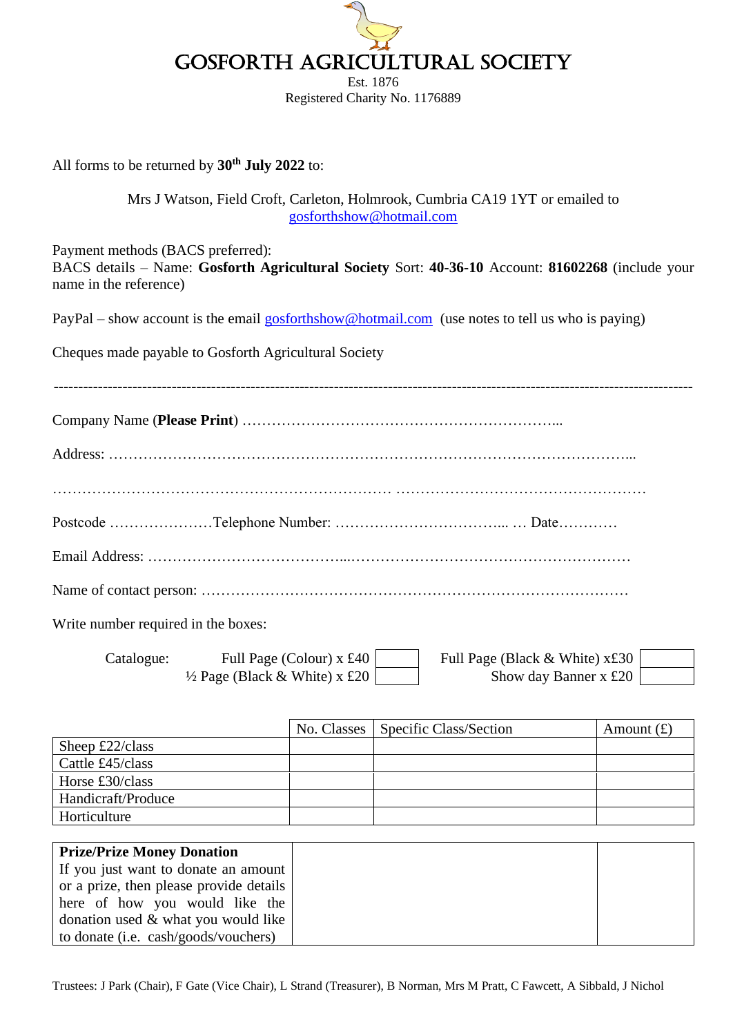# GOSFORTH AGRICULTURAL SOCIETY

Est. 1876

Registered Charity No. 1176889

All forms to be returned by **30th July 2022** to:

Mrs J Watson, Field Croft, Carleton, Holmrook, Cumbria CA19 1YT or emailed to gosforthshow@hotmail.com

Payment methods (BACS preferred):
BACS details – Name: **Gosforth Agricultural Society** Sort: **40-36-10** Account: **81602268** (include your name in the reference)

PayPal – show account is the email gosforthshow@hotmail.com (use notes to tell us who is paying)

Cheques made payable to Gosforth Agricultural Society

---

Company Name (**Please Print**) ………………………………………………………...

Address: ……………………………………………………………………………………...

…………………………………………………………… ……………………………………………

Postcode …………………Telephone Number: ……………………………... … Date…………

Email Address: …………………………………...…………………………………………………

Name of contact person: ……………………………………………………………………………

Write number required in the boxes:

| | | | | |
|---|---|---|---|---|
| Catalogue: | Full Page (Colour) x £40 | | Full Page (Black & White) x£30 | |
| | ½ Page (Black & White) x £20 | | Show day Banner x £20 | |

| | No. Classes | Specific Class/Section | Amount (£) |
|---|---|---|---|
| Sheep £22/class | | | |
| Cattle £45/class | | | |
| Horse £30/class | | | |
| Handicraft/Produce | | | |
| Horticulture | | | |

| | | |
|---|---|---|
| **Prize/Prize Money Donation** If you just want to donate an amount or a prize, then please provide details here of how you would like the donation used & what you would like to donate (i.e. cash/goods/vouchers) | | |

Trustees: J Park (Chair), F Gate (Vice Chair), L Strand (Treasurer), B Norman, Mrs M Pratt, C Fawcett, A Sibbald, J Nichol